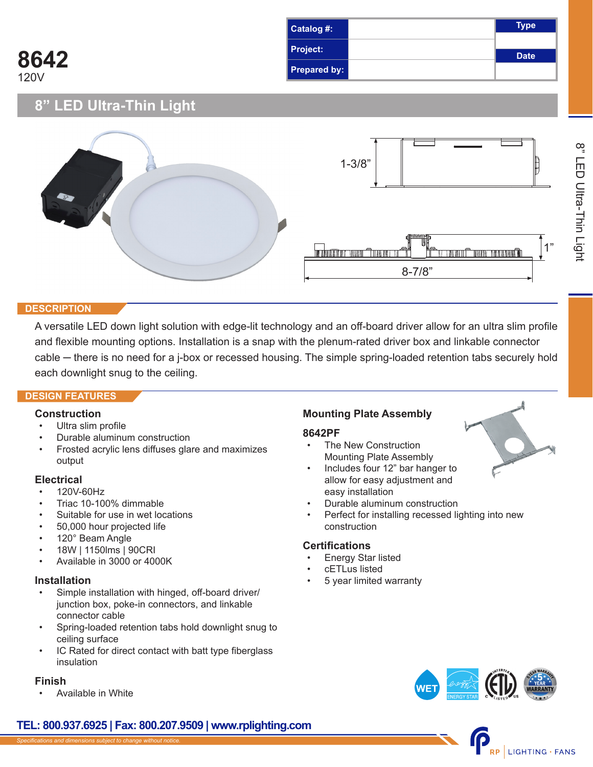# 8642

120V

| Catalog #: | | Type |
| --- | --- | --- |
| Project: | | Date |
| Prepared by: | | |

## 8” LED Ultra-Thin Light

1-3/8”

1”

8-7/8”

## DESCRIPTION

A versatile LED down light solution with edge-lit technology and an off-board driver allow for an ultra slim profile and flexible mounting options. Installation is a snap with the plenum-rated driver box and linkable connector cable – there is no need for a j-box or recessed housing. The simple spring-loaded retention tabs securely hold each downlight snug to the ceiling.

## DESIGN FEATURES

### Construction

- Ultra slim profile
- Durable aluminum construction
- Frosted acrylic lens diffuses glare and maximizes output

### Electrical

- 120V-60Hz
- Triac 10-100% dimmable
- Suitable for use in wet locations
- 50,000 hour projected life
- 120° Beam Angle
- 18W | 1150lms | 90CRI
- Available in 3000 or 4000K

### Installation

- Simple installation with hinged, off-board driver/ junction box, poke-in connectors, and linkable connector cable
- Spring-loaded retention tabs hold downlight snug to ceiling surface
- IC Rated for direct contact with batt type fiberglass insulation

### Finish

- Available in White

### Mounting Plate Assembly

**8642PF**

- The New Construction Mounting Plate Assembly
- Includes four 12” bar hanger to allow for easy adjustment and easy installation
- Durable aluminum construction
- Perfect for installing recessed lighting into new construction

### Certifications

- Energy Star listed
- cETLus listed
- 5 year limited warranty

TEL: 800.937.6925 | Fax: 800.207.9509 | www.rplighting.com

*Specifications and dimensions subject to change without notice.*

RP | LIGHTING • FANS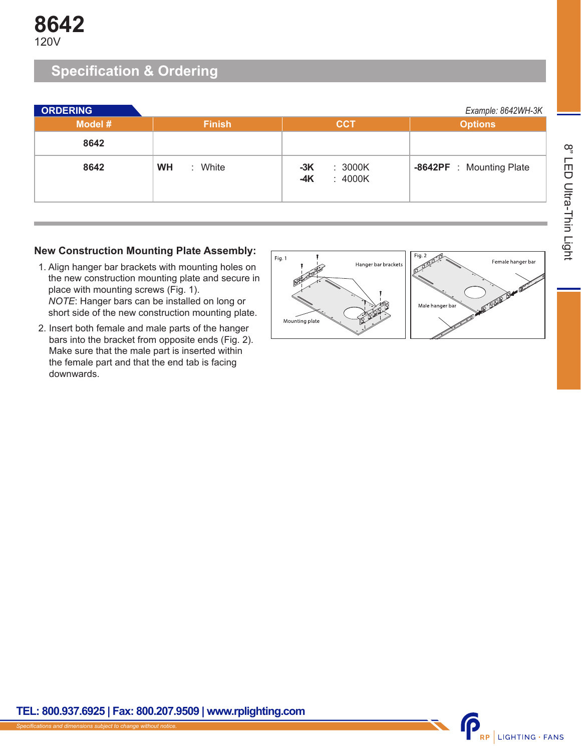# 8642

120V

## Specification & Ordering

**ORDERING** *Example: 8642WH-3K*

| Model # | Finish | CCT | Options |
|---|---|---|---|
| 8642 | | | |
| 8642 | **WH** : White | **-3K** : 3000K<br>**-4K** : 4000K | **-8642PF** : Mounting Plate |

### New Construction Mounting Plate Assembly:

1. Align hanger bar brackets with mounting holes on the new construction mounting plate and secure in place with mounting screws (Fig. 1).
   *NOTE*: Hanger bars can be installed on long or short side of the new construction mounting plate.
2. Insert both female and male parts of the hanger bars into the bracket from opposite ends (Fig. 2). Make sure that the male part is inserted within the female part and that the end tab is facing downwards.

Fig. 1
Hanger bar brackets
Mounting plate

Fig. 2
Female hanger bar
Male hanger bar

8" LED Ultra-Thin Light

TEL: 800.937.6925 | Fax: 800.207.9509 | www.rplighting.com

*Specifications and dimensions subject to change without notice.*

RP | LIGHTING • FANS